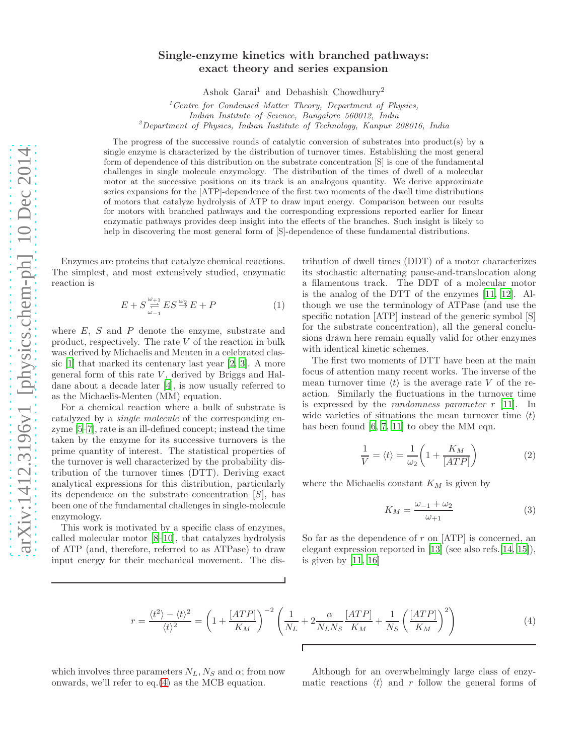# Single-enzyme kinetics with branched pathways: exact theory and series expansion

Ashok Garai[1] and Debashish Chowdhury[2]

[1] *Centre for Condensed Matter Theory, Department of Physics, Indian Institute of Science, Bangalore 560012, India*
[2] *Department of Physics, Indian Institute of Technology, Kanpur 208016, India*

The progress of the successive rounds of catalytic conversion of substrates into product(s) by a single enzyme is characterized by the distribution of turnover times. Establishing the most general form of dependence of this distribution on the substrate concentration [S] is one of the fundamental challenges in single molecule enzymology. The distribution of the times of dwell of a molecular motor at the successive positions on its track is an analogous quantity. We derive approximate series expansions for the [ATP]-dependence of the first two moments of the dwell time distributions of motors that catalyze hydrolysis of ATP to draw input energy. Comparison between our results for motors with branched pathways and the corresponding expressions reported earlier for linear enzymatic pathways provides deep insight into the effects of the branches. Such insight is likely to help in discovering the most general form of [S]-dependence of these fundamental distributions.

Enzymes are proteins that catalyze chemical reactions. The simplest, and most extensively studied, enzymatic reaction is

$$E + S \underset{\omega_{-1}}{\overset{\omega_{+1}}{\rightleftharpoons}} ES \overset{\omega_2}{\rightarrow} E + P \tag{1}$$

where $E$, $S$ and $P$ denote the enzyme, substrate and product, respectively. The rate $V$ of the reaction in bulk was derived by Michaelis and Menten in a celebrated classic [1] that marked its centenary last year [2, 3]. A more general form of this rate $V$, derived by Briggs and Haldane about a decade later [4], is now usually referred to as the Michaelis-Menten (MM) equation.

For a chemical reaction where a bulk of substrate is catalyzed by a *single molecule* of the corresponding enzyme [5–7], rate is an ill-defined concept; instead the time taken by the enzyme for its successive turnovers is the prime quantity of interest. The statistical properties of the turnover is well characterized by the probability distribution of the turnover times (DTT). Deriving exact analytical expressions for this distribution, particularly its dependence on the substrate concentration $[S]$, has been one of the fundamental challenges in single-molecule enzymology.

This work is motivated by a specific class of enzymes, called molecular motor [8–10], that catalyzes hydrolysis of ATP (and, therefore, referred to as ATPase) to draw input energy for their mechanical movement. The distribution of dwell times (DDT) of a motor characterizes its stochastic alternating pause-and-translocation along a filamentous track. The DDT of a molecular motor is the analog of the DTT of the enzymes [11, 12]. Although we use the terminology of ATPase (and use the specific notation [ATP] instead of the generic symbol [S] for the substrate concentration), all the general conclusions drawn here remain equally valid for other enzymes with identical kinetic schemes.

The first two moments of DTT have been at the main focus of attention many recent works. The inverse of the mean turnover time $\langle t \rangle$ is the average rate $V$ of the reaction. Similarly the fluctuations in the turnover time is expressed by the *randomness parameter* $r$ [11]. In wide varieties of situations the mean turnover time $\langle t \rangle$ has been found [6, 7, 11] to obey the MM eqn.

$$\frac{1}{V} = \langle t \rangle = \frac{1}{\omega_2}\left(1 + \frac{K_M}{[ATP]}\right) \tag{2}$$

where the Michaelis constant $K_M$ is given by

$$K_M = \frac{\omega_{-1} + \omega_2}{\omega_{+1}} \tag{3}$$

So far as the dependence of $r$ on [ATP] is concerned, an elegant expression reported in [13] (see also refs. [14, 15]), is given by [11, 16]

$$r = \frac{\langle t^2 \rangle - \langle t \rangle^2}{\langle t \rangle^2} = \left(1 + \frac{[ATP]}{K_M}\right)^{-2}\left(\frac{1}{N_L} + 2\frac{\alpha}{N_L N_S}\frac{[ATP]}{K_M} + \frac{1}{N_S}\left(\frac{[ATP]}{K_M}\right)^2\right) \tag{4}$$

which involves three parameters $N_L$, $N_S$ and $\alpha$; from now onwards, we'll refer to eq.(4) as the MCB equation.

Although for an overwhelmingly large class of enzymatic reactions $\langle t \rangle$ and $r$ follow the general forms of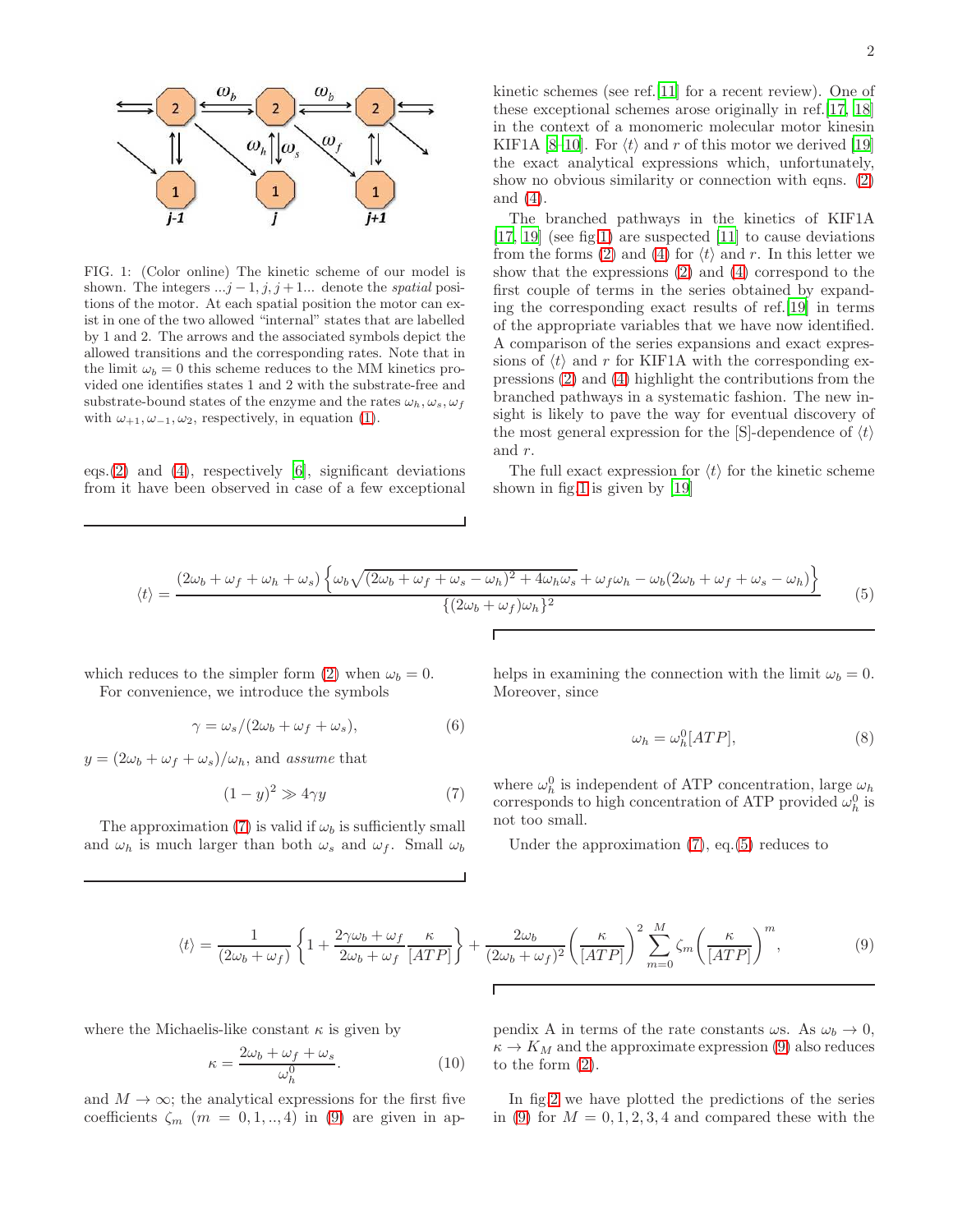FIG. 1: (Color online) The kinetic scheme of our model is shown. The integers $...j-1, j, j+1...$ denote the *spatial* positions of the motor. At each spatial position the motor can exist in one of the two allowed "internal" states that are labelled by 1 and 2. The arrows and the associated symbols depict the allowed transitions and the corresponding rates. Note that in the limit $\omega_b = 0$ this scheme reduces to the MM kinetics provided one identifies states 1 and 2 with the substrate-free and substrate-bound states of the enzyme and the rates $\omega_h, \omega_s, \omega_f$ with $\omega_{+1}, \omega_{-1}, \omega_2$, respectively, in equation (1).

eqs.(2) and (4), respectively [6], significant deviations from it have been observed in case of a few exceptional kinetic schemes (see ref.[11] for a recent review). One of these exceptional schemes arose originally in ref.[17, 18] in the context of a monomeric molecular motor kinesin KIF1A [8–10]. For $\langle t \rangle$ and $r$ of this motor we derived [19] the exact analytical expressions which, unfortunately, show no obvious similarity or connection with eqns. (2) and (4).

The branched pathways in the kinetics of KIF1A [17, 19] (see fig.1) are suspected [11] to cause deviations from the forms (2) and (4) for $\langle t \rangle$ and $r$. In this letter we show that the expressions (2) and (4) correspond to the first couple of terms in the series obtained by expanding the corresponding exact results of ref.[19] in terms of the appropriate variables that we have now identified. A comparison of the series expansions and exact expressions of $\langle t \rangle$ and $r$ for KIF1A with the corresponding expressions (2) and (4) highlight the contributions from the branched pathways in a systematic fashion. The new insight is likely to pave the way for eventual discovery of the most general expression for the [S]-dependence of $\langle t \rangle$ and $r$.

The full exact expression for $\langle t \rangle$ for the kinetic scheme shown in fig.1 is given by [19]

$$\langle t \rangle = \frac{(2\omega_b + \omega_f + \omega_h + \omega_s)\left\{\omega_b\sqrt{(2\omega_b + \omega_f + \omega_s - \omega_h)^2 + 4\omega_h\omega_s} + \omega_f\omega_h - \omega_b(2\omega_b + \omega_f + \omega_s - \omega_h)\right\}}{\{(2\omega_b + \omega_f)\omega_h\}^2} \tag{5}$$

which reduces to the simpler form (2) when $\omega_b = 0$.

For convenience, we introduce the symbols

$$\gamma = \omega_s/(2\omega_b + \omega_f + \omega_s), \tag{6}$$

$y = (2\omega_b + \omega_f + \omega_s)/\omega_h$, and *assume* that

$$(1 - y)^2 \gg 4\gamma y \tag{7}$$

The approximation (7) is valid if $\omega_b$ is sufficiently small and $\omega_h$ is much larger than both $\omega_s$ and $\omega_f$. Small $\omega_b$ helps in examining the connection with the limit $\omega_b = 0$. Moreover, since

$$\omega_h = \omega_h^0[ATP], \tag{8}$$

where $\omega_h^0$ is independent of ATP concentration, large $\omega_h$ corresponds to high concentration of ATP provided $\omega_h^0$ is not too small.

Under the approximation (7), eq.(5) reduces to

$$\langle t \rangle = \frac{1}{(2\omega_b + \omega_f)}\left\{1 + \frac{2\gamma\omega_b + \omega_f}{2\omega_b + \omega_f}\frac{\kappa}{[ATP]}\right\} + \frac{2\omega_b}{(2\omega_b + \omega_f)^2}\left(\frac{\kappa}{[ATP]}\right)^2 \sum_{m=0}^{M} \zeta_m \left(\frac{\kappa}{[ATP]}\right)^m, \tag{9}$$

where the Michaelis-like constant $\kappa$ is given by

$$\kappa = \frac{2\omega_b + \omega_f + \omega_s}{\omega_h^0}. \tag{10}$$

and $M \to \infty$; the analytical expressions for the first five coefficients $\zeta_m$ $(m = 0, 1, .., 4)$ in (9) are given in appendix A in terms of the rate constants $\omega$s. As $\omega_b \to 0$, $\kappa \to K_M$ and the approximate expression (9) also reduces to the form (2).

In fig.2 we have plotted the predictions of the series in (9) for $M = 0, 1, 2, 3, 4$ and compared these with the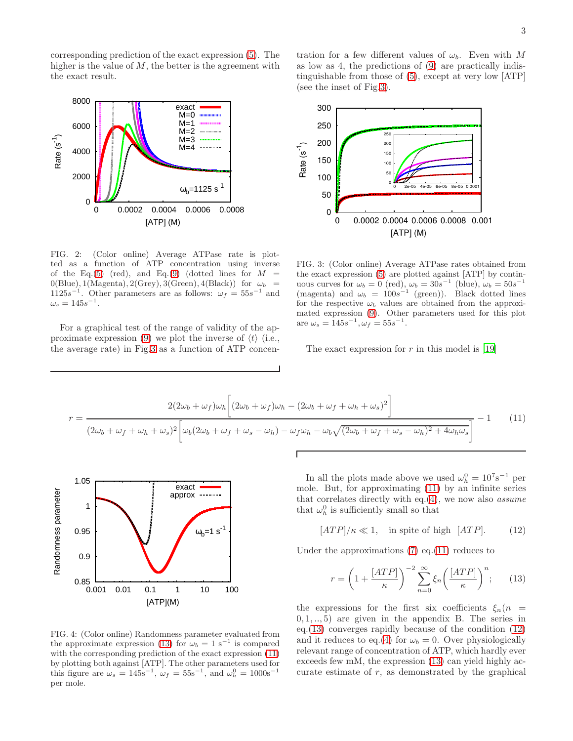corresponding prediction of the exact expression (5). The higher is the value of $M$, the better is the agreement with the exact result.

FIG. 2: (Color online) Average ATPase rate is plotted as a function of ATP concentration using inverse of the Eq.(5) (red), and Eq.(9) (dotted lines for $M$ = 0(Blue), 1(Magenta), 2(Grey), 3(Green), 4(Black)) for $\omega_b = 1125 s^{-1}$. Other parameters are as follows: $\omega_f = 55 s^{-1}$ and $\omega_s = 145 s^{-1}$.

For a graphical test of the range of validity of the approximate expression (9) we plot the inverse of $\langle t \rangle$ (i.e., the average rate) in Fig.3 as a function of ATP concentration for a few different values of $\omega_b$. Even with $M$ as low as 4, the predictions of (9) are practically indistinguishable from those of (5), except at very low [ATP] (see the inset of Fig.3).

FIG. 3: (Color online) Average ATPase rates obtained from the exact expression (5) are plotted against [ATP] by continuous curves for $\omega_b = 0$ (red), $\omega_b = 30 s^{-1}$ (blue), $\omega_b = 50 s^{-1}$ (magenta) and $\omega_b = 100 s^{-1}$ (green)). Black dotted lines for the respective $\omega_b$ values are obtained from the approximated expression (9). Other parameters used for this plot are $\omega_s = 145 s^{-1}, \omega_f = 55 s^{-1}$.

The exact expression for $r$ in this model is [19]

$$r = \frac{2(2\omega_b + \omega_f)\omega_h\Big[(2\omega_b + \omega_f)\omega_h - (2\omega_b + \omega_f + \omega_h + \omega_s)^2\Big]}{(2\omega_b + \omega_f + \omega_h + \omega_s)^2\Big[\omega_b(2\omega_b + \omega_f + \omega_s - \omega_h) - \omega_f\omega_h - \omega_b\sqrt{(2\omega_b + \omega_f + \omega_s - \omega_h)^2 + 4\omega_h\omega_s}\Big]} - 1 \tag{11}$$

FIG. 4: (Color online) Randomness parameter evaluated from the approximate expression (13) for $\omega_b = 1$ s$^{-1}$ is compared with the corresponding prediction of the exact expression (11) by plotting both against [ATP]. The other parameters used for this figure are $\omega_s = 145$s$^{-1}$, $\omega_f = 55$s$^{-1}$, and $\omega_h^0 = 1000$s$^{-1}$ per mole.

In all the plots made above we used $\omega_h^0 = 10^7$s$^{-1}$ per mole. But, for approximating (11) by an infinite series that correlates directly with eq.(4), we now also *assume* that $\omega_h^0$ is sufficiently small so that

$$[ATP]/\kappa \ll 1, \quad \text{in spite of high} \quad [ATP]. \tag{12}$$

Under the approximations (7) eq.(11) reduces to

$$r = \left(1 + \frac{[ATP]}{\kappa}\right)^{-2} \sum_{n=0}^{\infty} \xi_n \left(\frac{[ATP]}{\kappa}\right)^n; \tag{13}$$

the expressions for the first six coefficients $\xi_n (n = 0, 1, .., 5)$ are given in the appendix B. The series in eq.(13) converges rapidly because of the condition (12) and it reduces to eq.(4) for $\omega_b = 0$. Over physiologically relevant range of concentration of ATP, which hardly ever exceeds few mM, the expression (13) can yield highly accurate estimate of $r$, as demonstrated by the graphical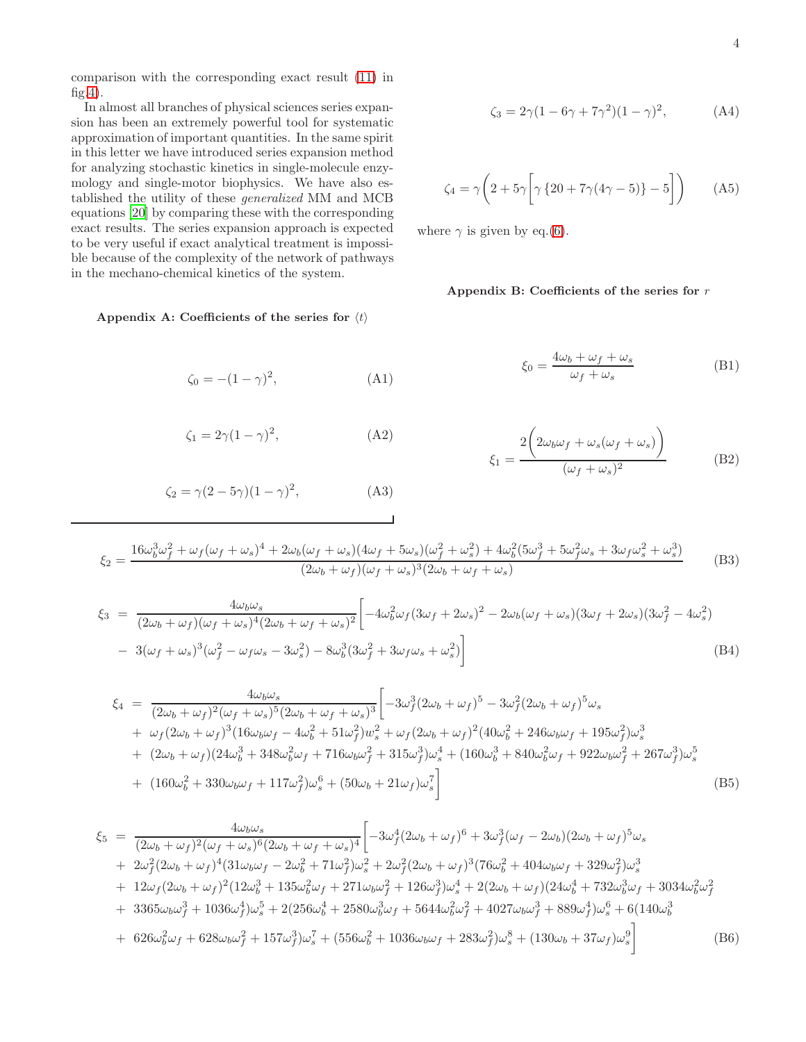comparison with the corresponding exact result (11) in fig.4).

In almost all branches of physical sciences series expansion has been an extremely powerful tool for systematic approximation of important quantities. In the same spirit in this letter we have introduced series expansion method for analyzing stochastic kinetics in single-molecule enzymology and single-motor biophysics. We have also established the utility of these *generalized* MM and MCB equations [20] by comparing these with the corresponding exact results. The series expansion approach is expected to be very useful if exact analytical treatment is impossible because of the complexity of the network of pathways in the mechano-chemical kinetics of the system.

### Appendix A: Coefficients of the series for $\langle t \rangle$

$$\zeta_0 = -(1-\gamma)^2, \tag{A1}$$

$$\zeta_1 = 2\gamma(1-\gamma)^2, \tag{A2}$$

$$\zeta_2 = \gamma(2-5\gamma)(1-\gamma)^2, \tag{A3}$$

$$\zeta_3 = 2\gamma(1-6\gamma+7\gamma^2)(1-\gamma)^2, \tag{A4}$$

$$\zeta_4 = \gamma\biggl(2 + 5\gamma\biggl[\gamma\left\{20 + 7\gamma(4\gamma - 5)\right\} - 5\biggr]\biggr) \tag{A5}$$

where $\gamma$ is given by eq.(6).

### Appendix B: Coefficients of the series for $r$

$$\xi_0 = \frac{4\omega_b + \omega_f + \omega_s}{\omega_f + \omega_s} \tag{B1}$$

$$\xi_1 = \frac{2\biggl(2\omega_b\omega_f + \omega_s(\omega_f + \omega_s)\biggr)}{(\omega_f + \omega_s)^2} \tag{B2}$$

$$\xi_2 = \frac{16\omega_b^3\omega_f^2 + \omega_f(\omega_f+\omega_s)^4 + 2\omega_b(\omega_f+\omega_s)(4\omega_f+5\omega_s)(\omega_f^2+\omega_s^2) + 4\omega_b^2(5\omega_f^3+5\omega_f^2\omega_s+3\omega_f\omega_s^2+\omega_s^3)}{(2\omega_b+\omega_f)(\omega_f+\omega_s)^3(2\omega_b+\omega_f+\omega_s)} \tag{B3}$$

$$\begin{aligned}
\xi_3 \;=\; & \frac{4\omega_b\omega_s}{(2\omega_b+\omega_f)(\omega_f+\omega_s)^4(2\omega_b+\omega_f+\omega_s)^2}\biggl[-4\omega_b^2\omega_f(3\omega_f+2\omega_s)^2 - 2\omega_b(\omega_f+\omega_s)(3\omega_f+2\omega_s)(3\omega_f^2-4\omega_s^2) \\
& -\; 3(\omega_f+\omega_s)^3(\omega_f^2-\omega_f\omega_s-3\omega_s^2) - 8\omega_b^3(3\omega_f^2+3\omega_f\omega_s+\omega_s^2)\biggr]
\end{aligned} \tag{B4}$$

$$\begin{aligned}
\xi_4 \;=\; & \frac{4\omega_b\omega_s}{(2\omega_b+\omega_f)^2(\omega_f+\omega_s)^5(2\omega_b+\omega_f+\omega_s)^3}\biggl[-3\omega_f^3(2\omega_b+\omega_f)^5 - 3\omega_f^2(2\omega_b+\omega_f)^5\omega_s \\
& +\; \omega_f(2\omega_b+\omega_f)^3(16\omega_b\omega_f - 4\omega_b^2 + 51\omega_f^2)w_s^2 + \omega_f(2\omega_b+\omega_f)^2(40\omega_b^2+246\omega_b\omega_f+195\omega_f^2)\omega_s^3 \\
& +\; (2\omega_b+\omega_f)(24\omega_b^3+348\omega_b^2\omega_f+716\omega_b\omega_f^2+315\omega_f^3)\omega_s^4 + (160\omega_b^3+840\omega_b^2\omega_f+922\omega_b\omega_f^2+267\omega_f^3)\omega_s^5 \\
& +\; (160\omega_b^2+330\omega_b\omega_f+117\omega_f^2)\omega_s^6 + (50\omega_b+21\omega_f)\omega_s^7\biggr]
\end{aligned} \tag{B5}$$

$$\begin{aligned}
\xi_5 \;=\; & \frac{4\omega_b\omega_s}{(2\omega_b+\omega_f)^2(\omega_f+\omega_s)^6(2\omega_b+\omega_f+\omega_s)^4}\biggl[-3\omega_f^4(2\omega_b+\omega_f)^6 + 3\omega_f^3(\omega_f-2\omega_b)(2\omega_b+\omega_f)^5\omega_s \\
& +\; 2\omega_f^2(2\omega_b+\omega_f)^4(31\omega_b\omega_f-2\omega_b^2+71\omega_f^2)\omega_s^2 + 2\omega_f^2(2\omega_b+\omega_f)^3(76\omega_b^2+404\omega_b\omega_f+329\omega_f^2)\omega_s^3 \\
& +\; 12\omega_f(2\omega_b+\omega_f)^2(12\omega_b^3+135\omega_b^2\omega_f+271\omega_b\omega_f^2+126\omega_f^3)\omega_s^4 + 2(2\omega_b+\omega_f)(24\omega_b^4+732\omega_b^3\omega_f+3034\omega_b^2\omega_f^2 \\
& +\; 3365\omega_b\omega_f^3+1036\omega_f^4)\omega_s^5 + 2(256\omega_b^4+2580\omega_b^3\omega_f+5644\omega_b^2\omega_f^2+4027\omega_b\omega_f^3+889\omega_f^4)\omega_s^6 + 6(140\omega_b^3 \\
& +\; 626\omega_b^2\omega_f+628\omega_b\omega_f^2+157\omega_f^3)\omega_s^7 + (556\omega_b^2+1036\omega_b\omega_f+283\omega_f^2)\omega_s^8 + (130\omega_b+37\omega_f)\omega_s^9\biggr]
\end{aligned} \tag{B6}$$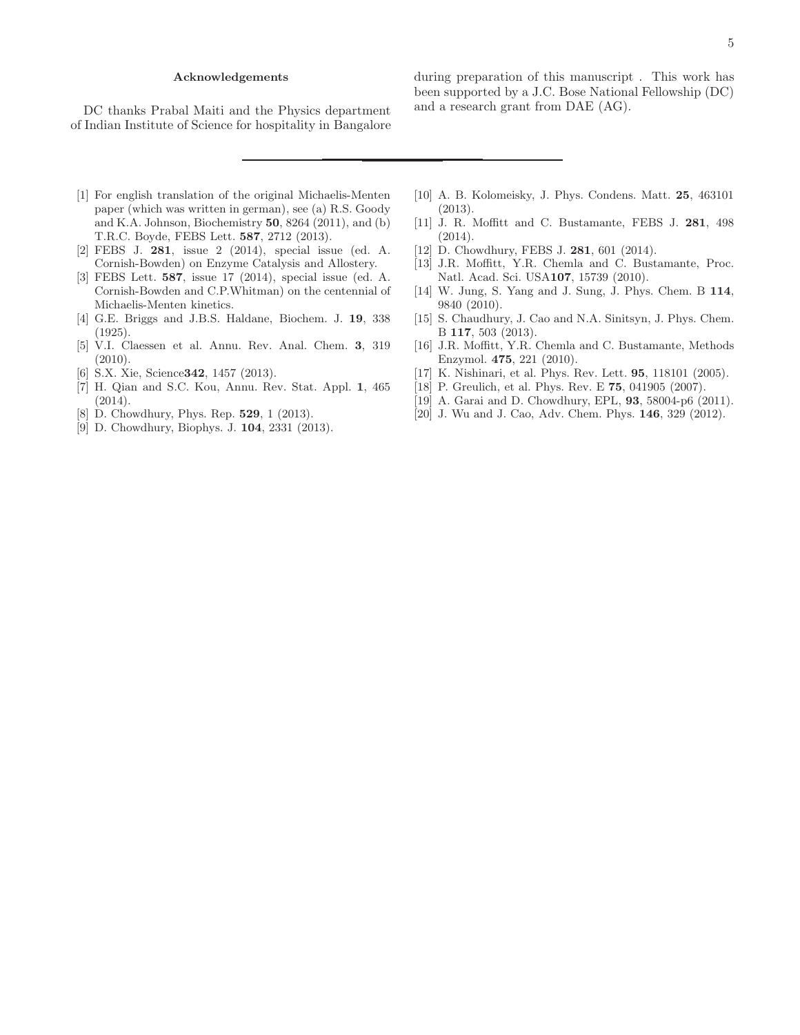## Acknowledgements

DC thanks Prabal Maiti and the Physics department of Indian Institute of Science for hospitality in Bangalore during preparation of this manuscript . This work has been supported by a J.C. Bose National Fellowship (DC) and a research grant from DAE (AG).

---

[1] For english translation of the original Michaelis-Menten paper (which was written in german), see (a) R.S. Goody and K.A. Johnson, Biochemistry **50**, 8264 (2011), and (b) T.R.C. Boyde, FEBS Lett. **587**, 2712 (2013).

[2] FEBS J. **281**, issue 2 (2014), special issue (ed. A. Cornish-Bowden) on Enzyme Catalysis and Allostery.

[3] FEBS Lett. **587**, issue 17 (2014), special issue (ed. A. Cornish-Bowden and C.P.Whitman) on the centennial of Michaelis-Menten kinetics.

[4] G.E. Briggs and J.B.S. Haldane, Biochem. J. **19**, 338 (1925).

[5] V.I. Claessen et al. Annu. Rev. Anal. Chem. **3**, 319 (2010).

[6] S.X. Xie, Science**342**, 1457 (2013).

[7] H. Qian and S.C. Kou, Annu. Rev. Stat. Appl. **1**, 465 (2014).

[8] D. Chowdhury, Phys. Rep. **529**, 1 (2013).

[9] D. Chowdhury, Biophys. J. **104**, 2331 (2013).

[10] A. B. Kolomeisky, J. Phys. Condens. Matt. **25**, 463101 (2013).

[11] J. R. Moffitt and C. Bustamante, FEBS J. **281**, 498 (2014).

[12] D. Chowdhury, FEBS J. **281**, 601 (2014).

[13] J.R. Moffitt, Y.R. Chemla and C. Bustamante, Proc. Natl. Acad. Sci. USA**107**, 15739 (2010).

[14] W. Jung, S. Yang and J. Sung, J. Phys. Chem. B **114**, 9840 (2010).

[15] S. Chaudhury, J. Cao and N.A. Sinitsyn, J. Phys. Chem. B **117**, 503 (2013).

[16] J.R. Moffitt, Y.R. Chemla and C. Bustamante, Methods Enzymol. **475**, 221 (2010).

[17] K. Nishinari, et al. Phys. Rev. Lett. **95**, 118101 (2005).

[18] P. Greulich, et al. Phys. Rev. E **75**, 041905 (2007).

[19] A. Garai and D. Chowdhury, EPL, **93**, 58004-p6 (2011).

[20] J. Wu and J. Cao, Adv. Chem. Phys. **146**, 329 (2012).